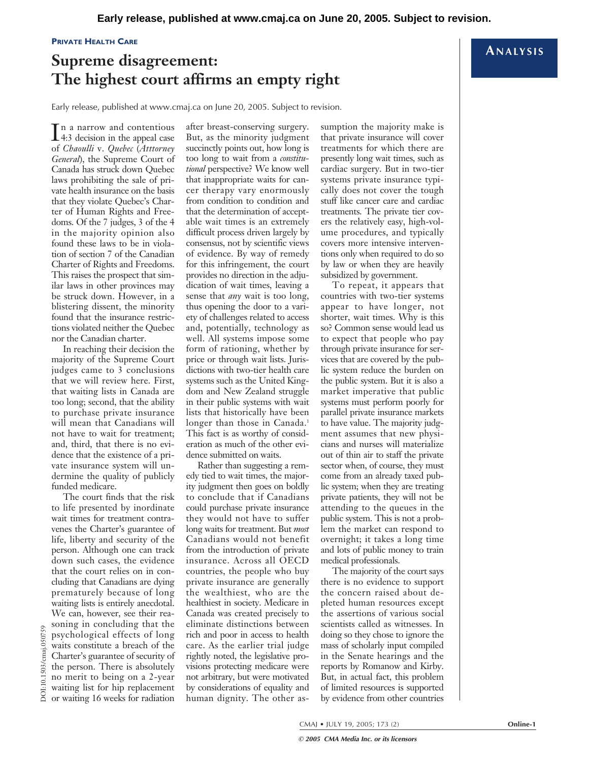**PRIVATE HEALTH CARE**

**ANALYSIS**

# Supreme disagreement: The highest court affirms an empty right

Early release, published at www.cmaj.ca on June 20, 2005. Subject to revision.

In a narrow and contentious 4:3 decision in the appeal case of *Chaoulli* v. *Quebec* (*Atttorney General*), the Supreme Court of Canada has struck down Quebec laws prohibiting the sale of private health insurance on the basis that they violate Quebec's Charter of Human Rights and Freedoms. Of the 7 judges, 3 of the 4 in the majority opinion also found these laws to be in violation of section 7 of the Canadian Charter of Rights and Freedoms. This raises the prospect that similar laws in other provinces may be struck down. However, in a blistering dissent, the minority found that the insurance restrictions violated neither the Quebec nor the Canadian charter.

In reaching their decision the majority of the Supreme Court judges came to 3 conclusions that we will review here. First, that waiting lists in Canada are too long; second, that the ability to purchase private insurance will mean that Canadians will not have to wait for treatment; and, third, that there is no evidence that the existence of a private insurance system will undermine the quality of publicly funded medicare.

The court finds that the risk to life presented by inordinate wait times for treatment contravenes the Charter's guarantee of life, liberty and security of the person. Although one can track down such cases, the evidence that the court relies on in concluding that Canadians are dying prematurely because of long waiting lists is entirely anecdotal. We can, however, see their reasoning in concluding that the psychological effects of long waits constitute a breach of the Charter's guarantee of security of the person. There is absolutely no merit to being on a 2-year waiting list for hip replacement or waiting 16 weeks for radiation after breast-conserving surgery. But, as the minority judgment succinctly points out, how long is too long to wait from a *constitutional* perspective? We know well that inappropriate waits for cancer therapy vary enormously from condition to condition and that the determination of acceptable wait times is an extremely difficult process driven largely by consensus, not by scientific views of evidence. By way of remedy for this infringement, the court provides no direction in the adjudication of wait times, leaving a sense that *any* wait is too long, thus opening the door to a variety of challenges related to access and, potentially, technology as well. All systems impose some form of rationing, whether by price or through wait lists. Jurisdictions with two-tier health care systems such as the United Kingdom and New Zealand struggle in their public systems with wait lists that historically have been longer than those in Canada.[1] This fact is as worthy of consideration as much of the other evidence submitted on waits.

Rather than suggesting a remedy tied to wait times, the majority judgment then goes on boldly to conclude that if Canadians could purchase private insurance they would not have to suffer long waits for treatment. But *most* Canadians would not benefit from the introduction of private insurance. Across all OECD countries, the people who buy private insurance are generally the wealthiest, who are the healthiest in society. Medicare in Canada was created precisely to eliminate distinctions between rich and poor in access to health care. As the earlier trial judge rightly noted, the legislative provisions protecting medicare were not arbitrary, but were motivated by considerations of equality and human dignity. The other assumption the majority make is that private insurance will cover treatments for which there are presently long wait times, such as cardiac surgery. But in two-tier systems private insurance typically does not cover the tough stuff like cancer care and cardiac treatments. The private tier covers the relatively easy, high-volume procedures, and typically covers more intensive interventions only when required to do so by law or when they are heavily subsidized by government.

To repeat, it appears that countries with two-tier systems appear to have longer, not shorter, wait times. Why is this so? Common sense would lead us to expect that people who pay through private insurance for services that are covered by the public system reduce the burden on the public system. But it is also a market imperative that public systems must perform poorly for parallel private insurance markets to have value. The majority judgment assumes that new physicians and nurses will materialize out of thin air to staff the private sector when, of course, they must come from an already taxed public system; when they are treating private patients, they will not be attending to the queues in the public system. This is not a problem the market can respond to overnight; it takes a long time and lots of public money to train medical professionals.

The majority of the court says there is no evidence to support the concern raised about depleted human resources except the assertions of various social scientists called as witnesses. In doing so they chose to ignore the mass of scholarly input compiled in the Senate hearings and the reports by Romanow and Kirby. But, in actual fact, this problem of limited resources is supported by evidence from other countries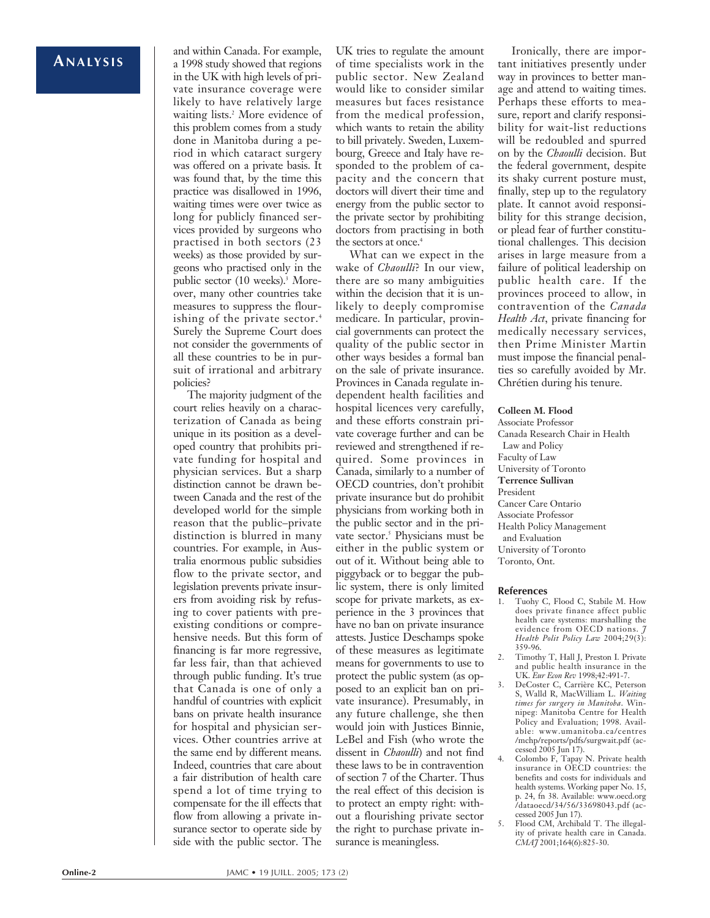and within Canada. For example, a 1998 study showed that regions in the UK with high levels of private insurance coverage were likely to have relatively large waiting lists.[2] More evidence of this problem comes from a study done in Manitoba during a period in which cataract surgery was offered on a private basis. It was found that, by the time this practice was disallowed in 1996, waiting times were over twice as long for publicly financed services provided by surgeons who practised in both sectors (23 weeks) as those provided by surgeons who practised only in the public sector (10 weeks).[3] Moreover, many other countries take measures to suppress the flourishing of the private sector.[4] Surely the Supreme Court does not consider the governments of all these countries to be in pursuit of irrational and arbitrary policies?

The majority judgment of the court relies heavily on a characterization of Canada as being unique in its position as a developed country that prohibits private funding for hospital and physician services. But a sharp distinction cannot be drawn between Canada and the rest of the developed world for the simple reason that the public–private distinction is blurred in many countries. For example, in Australia enormous public subsidies flow to the private sector, and legislation prevents private insurers from avoiding risk by refusing to cover patients with preexisting conditions or comprehensive needs. But this form of financing is far more regressive, far less fair, than that achieved through public funding. It's true that Canada is one of only a handful of countries with explicit bans on private health insurance for hospital and physician services. Other countries arrive at the same end by different means. Indeed, countries that care about a fair distribution of health care spend a lot of time trying to compensate for the ill effects that flow from allowing a private insurance sector to operate side by side with the public sector. The UK tries to regulate the amount of time specialists work in the public sector. New Zealand would like to consider similar measures but faces resistance from the medical profession, which wants to retain the ability to bill privately. Sweden, Luxembourg, Greece and Italy have responded to the problem of capacity and the concern that doctors will divert their time and energy from the public sector to the private sector by prohibiting doctors from practising in both the sectors at once.[4]

What can we expect in the wake of *Chaoulli*? In our view, there are so many ambiguities within the decision that it is unlikely to deeply compromise medicare. In particular, provincial governments can protect the quality of the public sector in other ways besides a formal ban on the sale of private insurance. Provinces in Canada regulate independent health facilities and hospital licences very carefully, and these efforts constrain private coverage further and can be reviewed and strengthened if required. Some provinces in Canada, similarly to a number of OECD countries, don't prohibit private insurance but do prohibit physicians from working both in the public sector and in the private sector.[5] Physicians must be either in the public system or out of it. Without being able to piggyback or to beggar the public system, there is only limited scope for private markets, as experience in the 3 provinces that have no ban on private insurance attests. Justice Deschamps spoke of these measures as legitimate means for governments to use to protect the public system (as opposed to an explicit ban on private insurance). Presumably, in any future challenge, she then would join with Justices Binnie, LeBel and Fish (who wrote the dissent in *Chaoulli*) and not find these laws to be in contravention of section 7 of the Charter. Thus the real effect of this decision is to protect an empty right: without a flourishing private sector the right to purchase private insurance is meaningless.

Ironically, there are important initiatives presently under way in provinces to better manage and attend to waiting times. Perhaps these efforts to measure, report and clarify responsibility for wait-list reductions will be redoubled and spurred on by the *Chaoulli* decision. But the federal government, despite its shaky current posture must, finally, step up to the regulatory plate. It cannot avoid responsibility for this strange decision, or plead fear of further constitutional challenges. This decision arises in large measure from a failure of political leadership on public health care. If the provinces proceed to allow, in contravention of the *Canada Health Act*, private financing for medically necessary services, then Prime Minister Martin must impose the financial penalties so carefully avoided by Mr. Chrétien during his tenure.

**Colleen M. Flood**
Associate Professor
Canada Research Chair in Health Law and Policy
Faculty of Law
University of Toronto
**Terrence Sullivan**
President
Cancer Care Ontario
Associate Professor
Health Policy Management and Evaluation
University of Toronto
Toronto, Ont.

## References

1. Tuohy C, Flood C, Stabile M. How does private finance affect public health care systems: marshalling the evidence from OECD nations. *J Health Polit Policy Law* 2004;29(3):359-96.
2. Timothy T, Hall J, Preston I. Private and public health insurance in the UK. *Eur Econ Rev* 1998;42:491-7.
3. DeCoster C, Carrière KC, Peterson S, Walld R, MacWilliam L. *Waiting times for surgery in Manitoba*. Winnipeg: Manitoba Centre for Health Policy and Evaluation; 1998. Available: www.umanitoba.ca/centres/mchp/reports/pdfs/surgwait.pdf (accessed 2005 Jun 17).
4. Colombo F, Tapay N. Private health insurance in OECD countries: the benefits and costs for individuals and health systems. Working paper No. 15, p. 24, fn 38. Available: www.oecd.org/dataoecd/34/56/33698043.pdf (accessed 2005 Jun 17).
5. Flood CM, Archibald T. The illegality of private health care in Canada. *CMAJ* 2001;164(6):825-30.